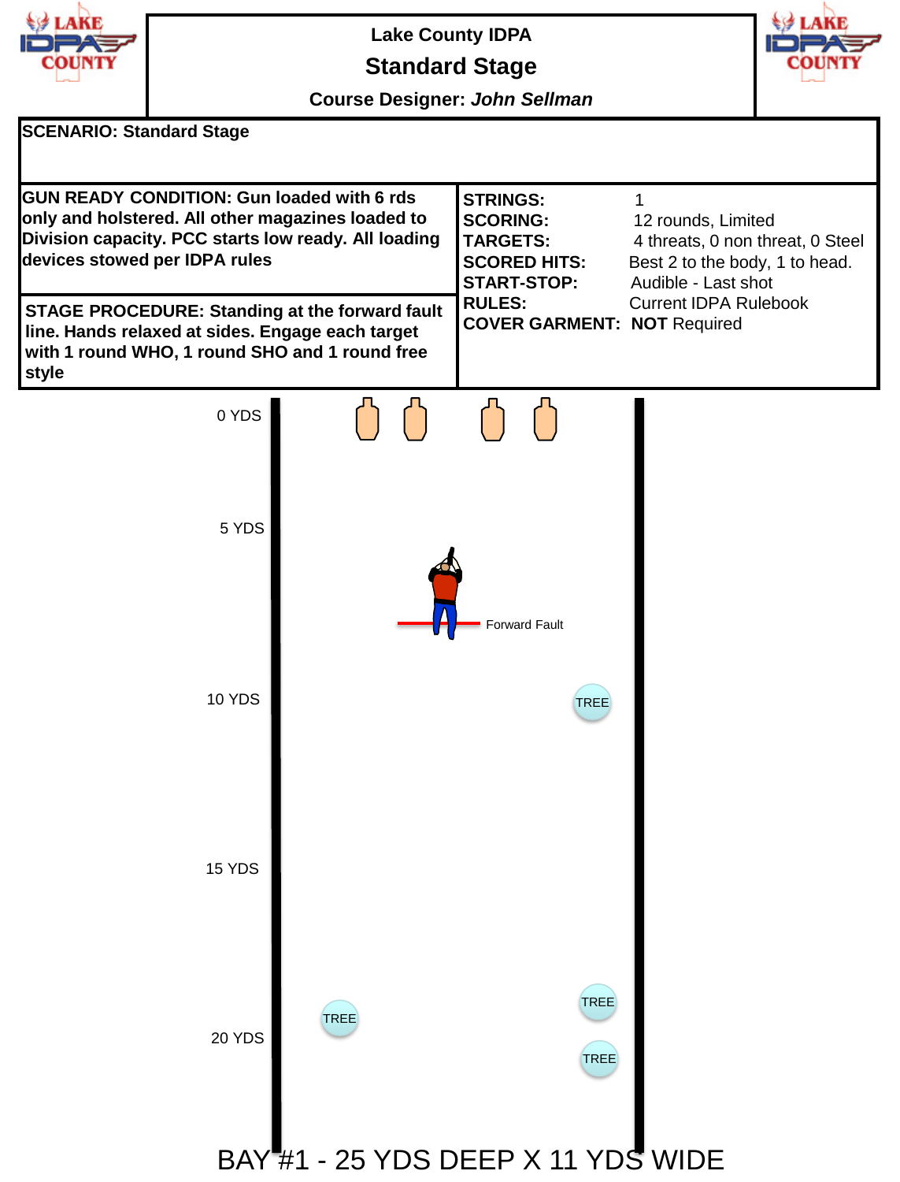# Lake County IDPA

## Standard Stage

**Course Designer:** ***John Sellman***

**SCENARIO: Standard Stage**

**GUN READY CONDITION: Gun loaded with 6 rds only and holstered. All other magazines loaded to Division capacity. PCC starts low ready. All loading devices stowed per IDPA rules**

**STAGE PROCEDURE: Standing at the forward fault line. Hands relaxed at sides. Engage each target with 1 round WHO, 1 round SHO and 1 round free style**

| | |
|---|---|
| **STRINGS:** | 1 |
| **SCORING:** | 12 rounds, Limited |
| **TARGETS:** | 4 threats, 0 non threat, 0 Steel |
| **SCORED HITS:** | Best 2 to the body, 1 to head. |
| **START-STOP:** | Audible - Last shot |
| **RULES:** | Current IDPA Rulebook |
| **COVER GARMENT:** | **NOT** Required |

0 YDS

5 YDS

Forward Fault

10 YDS

TREE

15 YDS

TREE

TREE

20 YDS

TREE

BAY #1 - 25 YDS DEEP X 11 YDS WIDE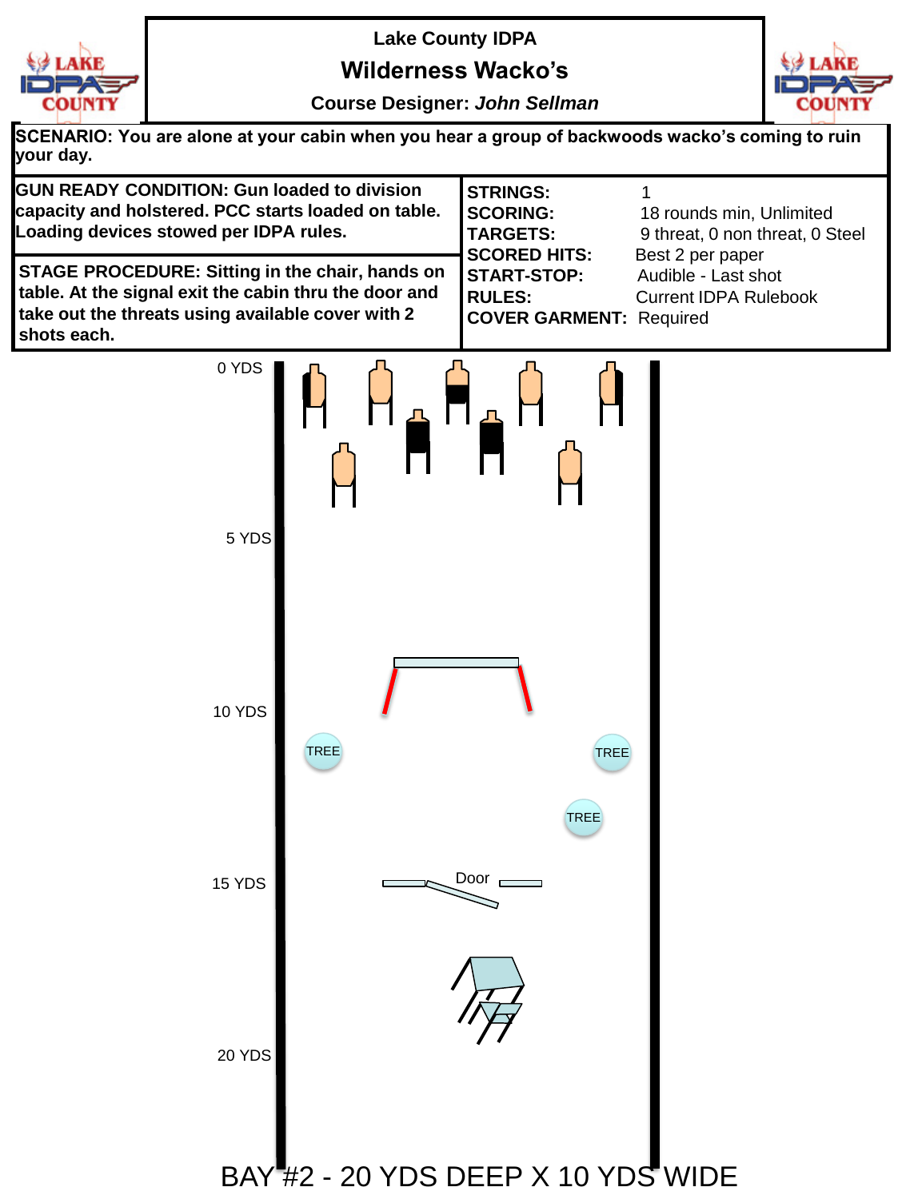# Lake County IDPA

## Wilderness Wacko's

**Course Designer:** *John Sellman*

**SCENARIO: You are alone at your cabin when you hear a group of backwoods wacko's coming to ruin your day.**

**GUN READY CONDITION: Gun loaded to division capacity and holstered. PCC starts loaded on table. Loading devices stowed per IDPA rules.**

**STAGE PROCEDURE: Sitting in the chair, hands on table. At the signal exit the cabin thru the door and take out the threats using available cover with 2 shots each.**

| | |
|---|---|
| **STRINGS:** | 1 |
| **SCORING:** | 18 rounds min, Unlimited |
| **TARGETS:** | 9 threat, 0 non threat, 0 Steel |
| **SCORED HITS:** | Best 2 per paper |
| **START-STOP:** | Audible - Last shot |
| **RULES:** | Current IDPA Rulebook |
| **COVER GARMENT:** | Required |

0 YDS

5 YDS

10 YDS

TREE

TREE

TREE

15 YDS

Door

20 YDS

BAY #2 - 20 YDS DEEP X 10 YDS WIDE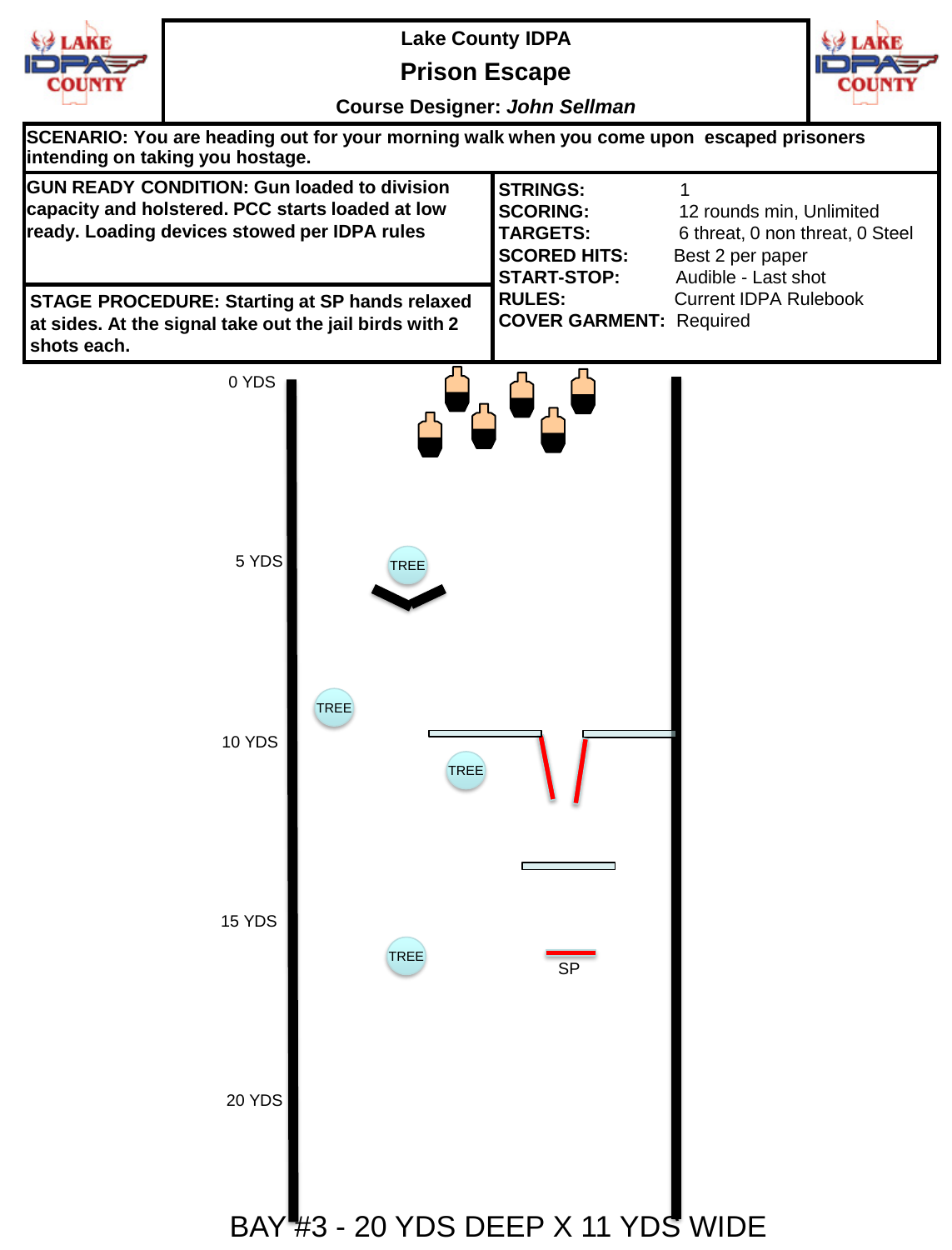# Lake County IDPA

## Prison Escape

**Course Designer:** *John Sellman*

**SCENARIO: You are heading out for your morning walk when you come upon escaped prisoners intending on taking you hostage.**

**GUN READY CONDITION: Gun loaded to division capacity and holstered. PCC starts loaded at low ready. Loading devices stowed per IDPA rules**

**STAGE PROCEDURE: Starting at SP hands relaxed at sides. At the signal take out the jail birds with 2 shots each.**

| | |
|---|---|
| **STRINGS:** | 1 |
| **SCORING:** | 12 rounds min, Unlimited |
| **TARGETS:** | 6 threat, 0 non threat, 0 Steel |
| **SCORED HITS:** | Best 2 per paper |
| **START-STOP:** | Audible - Last shot |
| **RULES:** | Current IDPA Rulebook |
| **COVER GARMENT:** | Required |

0 YDS

5 YDS

TREE

10 YDS

TREE

TREE

15 YDS

TREE

SP

20 YDS

BAY #3 - 20 YDS DEEP X 11 YDS WIDE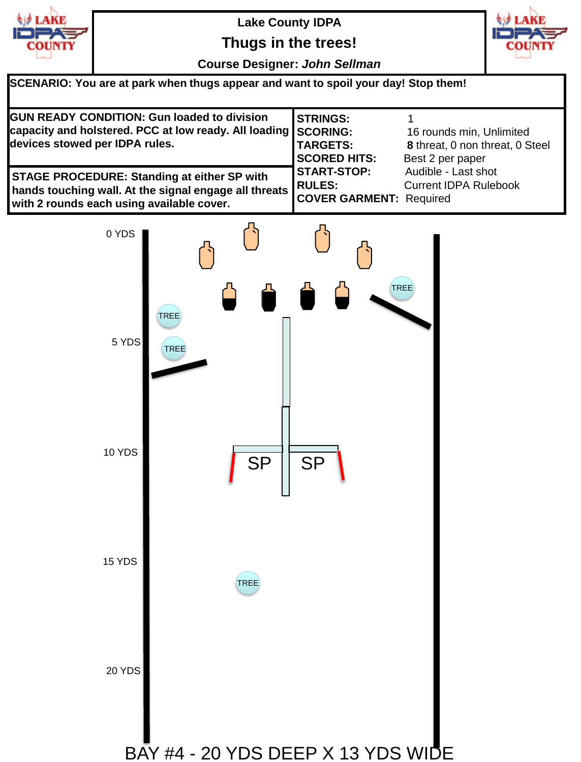Lake County IDPA

# Thugs in the trees!

Course Designer: *John Sellman*

**SCENARIO: You are at park when thugs appear and want to spoil your day! Stop them!**

**GUN READY CONDITION: Gun loaded to division capacity and holstered. PCC at low ready. All loading devices stowed per IDPA rules.**

**STAGE PROCEDURE: Standing at either SP with hands touching wall. At the signal engage all threats with 2 rounds each using available cover.**

| | |
|---|---|
| **STRINGS:** | 1 |
| **SCORING:** | 16 rounds min, Unlimited |
| **TARGETS:** | **8** threat, 0 non threat, 0 Steel |
| **SCORED HITS:** | Best 2 per paper |
| **START-STOP:** | Audible - Last shot |
| **RULES:** | Current IDPA Rulebook |
| **COVER GARMENT:** | Required |

0 YDS

TREE

TREE

5 YDS

TREE

SP SP

10 YDS

15 YDS

TREE

20 YDS

BAY #4 - 20 YDS DEEP X 13 YDS WIDE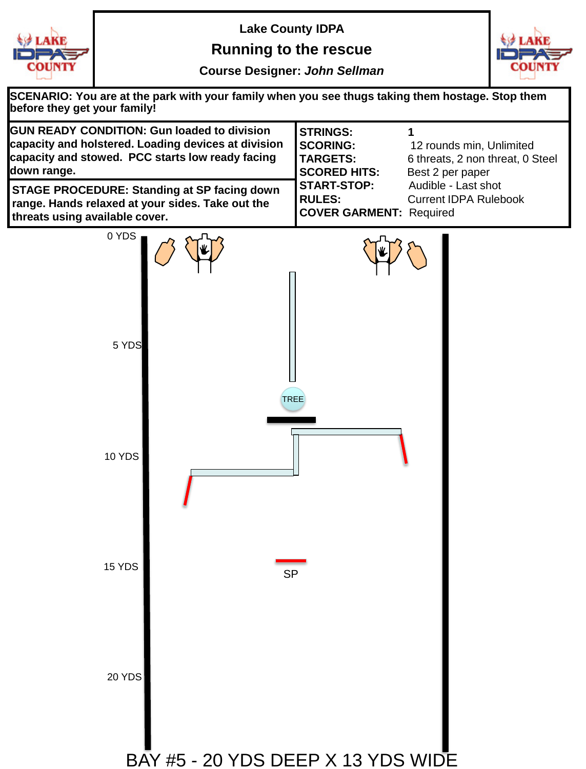# Lake County IDPA

## Running to the rescue

**Course Designer:** ***John Sellman***

**SCENARIO: You are at the park with your family when you see thugs taking them hostage. Stop them before they get your family!**

**GUN READY CONDITION: Gun loaded to division capacity and holstered. Loading devices at division capacity and stowed. PCC starts low ready facing down range.**

**STAGE PROCEDURE: Standing at SP facing down range. Hands relaxed at your sides. Take out the threats using available cover.**

| | |
|---|---|
| **STRINGS:** | 1 |
| **SCORING:** | 12 rounds min, Unlimited |
| **TARGETS:** | 6 threats, 2 non threat, 0 Steel |
| **SCORED HITS:** | Best 2 per paper |
| **START-STOP:** | Audible - Last shot |
| **RULES:** | Current IDPA Rulebook |
| **COVER GARMENT:** | Required |

0 YDS

5 YDS

TREE

10 YDS

15 YDS

SP

20 YDS

BAY #5 - 20 YDS DEEP X 13 YDS WIDE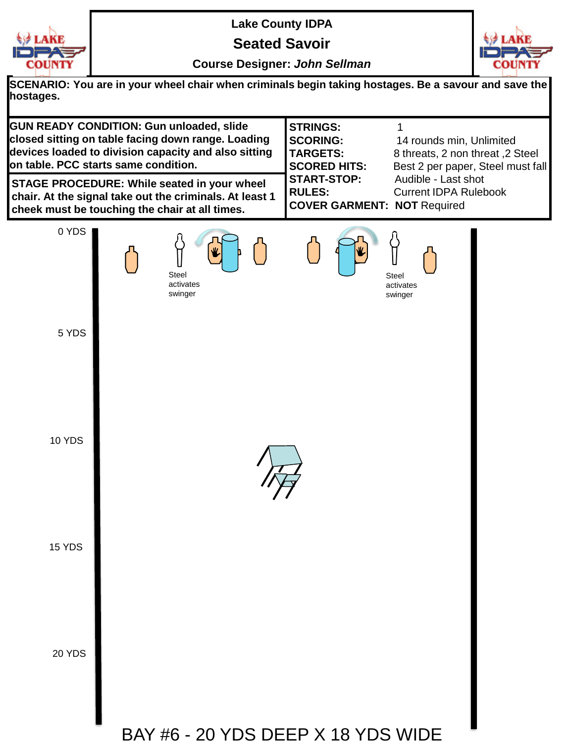# Lake County IDPA

## Seated Savoir

**Course Designer:** ***John Sellman***

**SCENARIO: You are in your wheel chair when criminals begin taking hostages. Be a savour and save the hostages.**

**GUN READY CONDITION: Gun unloaded, slide closed sitting on table facing down range. Loading devices loaded to division capacity and also sitting on table. PCC starts same condition.**

**STAGE PROCEDURE: While seated in your wheel chair. At the signal take out the criminals. At least 1 cheek must be touching the chair at all times.**

| | |
|---|---|
| **STRINGS:** | 1 |
| **SCORING:** | 14 rounds min, Unlimited |
| **TARGETS:** | 8 threats, 2 non threat ,2 Steel |
| **SCORED HITS:** | Best 2 per paper, Steel must fall |
| **START-STOP:** | Audible - Last shot |
| **RULES:** | Current IDPA Rulebook |
| **COVER GARMENT:** | **NOT** Required |

0 YDS

Steel activates swinger

Steel activates swinger

5 YDS

10 YDS

15 YDS

20 YDS

BAY #6 - 20 YDS DEEP X 18 YDS WIDE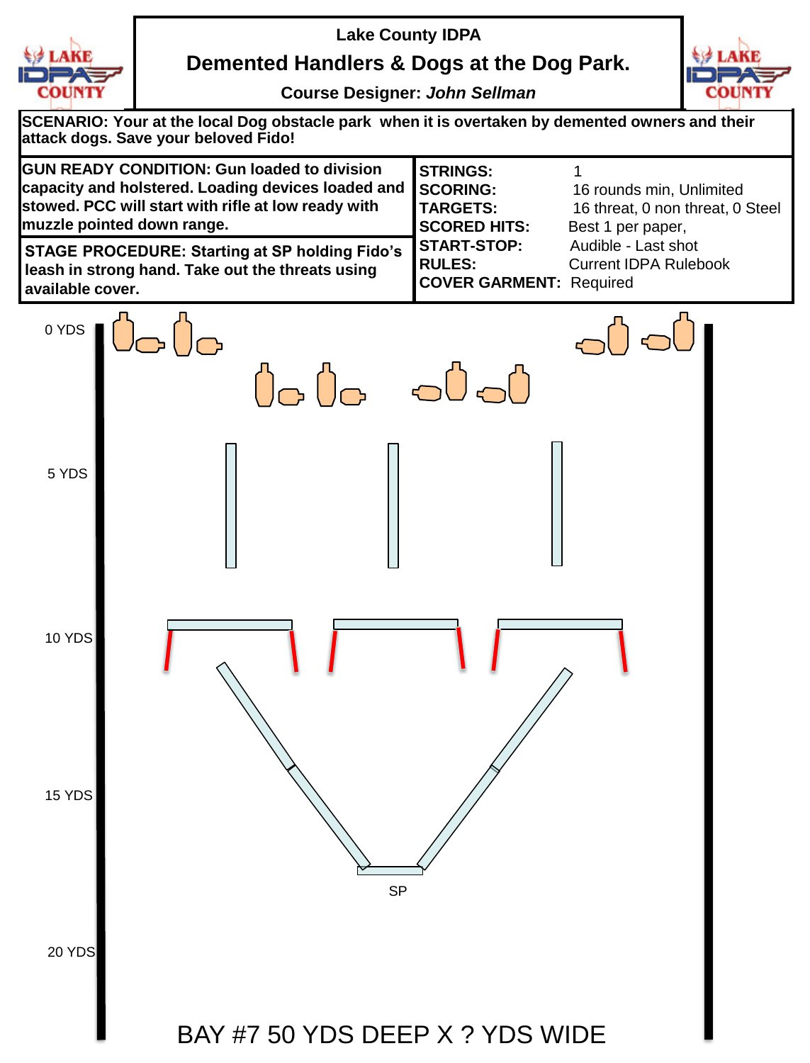Lake County IDPA

# Demented Handlers & Dogs at the Dog Park.

Course Designer: *John Sellman*

**SCENARIO: Your at the local Dog obstacle park when it is overtaken by demented owners and their attack dogs. Save your beloved Fido!**

**GUN READY CONDITION: Gun loaded to division capacity and holstered. Loading devices loaded and stowed. PCC will start with rifle at low ready with muzzle pointed down range.**

**STAGE PROCEDURE: Starting at SP holding Fido's leash in strong hand. Take out the threats using available cover.**

| | |
|---|---|
| **STRINGS:** | 1 |
| **SCORING:** | 16 rounds min, Unlimited |
| **TARGETS:** | 16 threat, 0 non threat, 0 Steel |
| **SCORED HITS:** | Best 1 per paper, |
| **START-STOP:** | Audible - Last shot |
| **RULES:** | Current IDPA Rulebook |
| **COVER GARMENT:** | Required |

0 YDS

5 YDS

10 YDS

15 YDS

SP

20 YDS

BAY #7 50 YDS DEEP X ? YDS WIDE